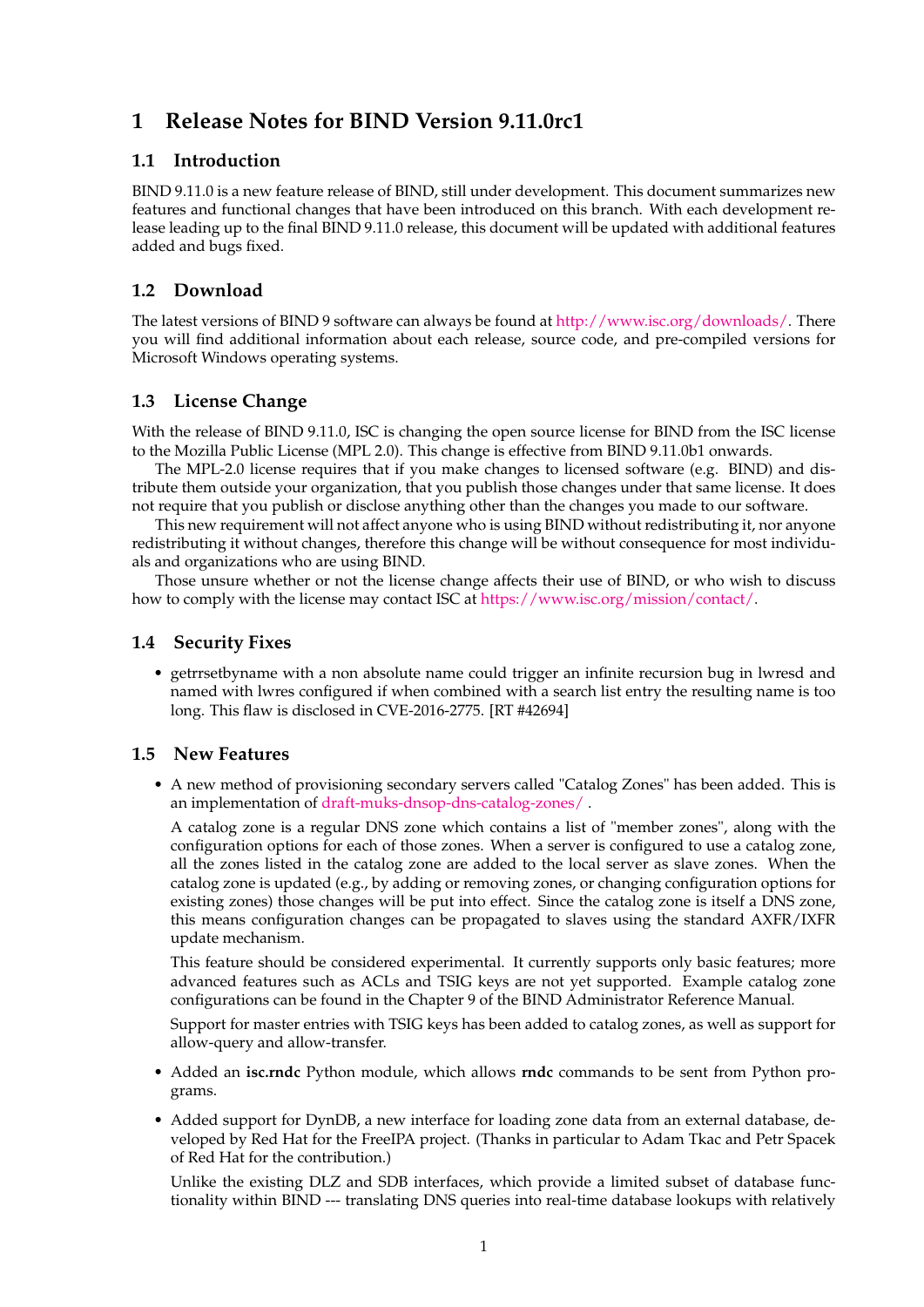# 1 Release Notes for BIND Version 9.11.0rc1

## 1.1 Introduction

BIND 9.11.0 is a new feature release of BIND, still under development. This document summarizes new features and functional changes that have been introduced on this branch. With each development release leading up to the final BIND 9.11.0 release, this document will be updated with additional features added and bugs fixed.

## 1.2 Download

The latest versions of BIND 9 software can always be found at http://www.isc.org/downloads/. There you will find additional information about each release, source code, and pre-compiled versions for Microsoft Windows operating systems.

## 1.3 License Change

With the release of BIND 9.11.0, ISC is changing the open source license for BIND from the ISC license to the Mozilla Public License (MPL 2.0). This change is effective from BIND 9.11.0b1 onwards.

The MPL-2.0 license requires that if you make changes to licensed software (e.g. BIND) and distribute them outside your organization, that you publish those changes under that same license. It does not require that you publish or disclose anything other than the changes you made to our software.

This new requirement will not affect anyone who is using BIND without redistributing it, nor anyone redistributing it without changes, therefore this change will be without consequence for most individuals and organizations who are using BIND.

Those unsure whether or not the license change affects their use of BIND, or who wish to discuss how to comply with the license may contact ISC at https://www.isc.org/mission/contact/.

## 1.4 Security Fixes

- getrrsetbyname with a non absolute name could trigger an infinite recursion bug in lwresd and named with lwres configured if when combined with a search list entry the resulting name is too long. This flaw is disclosed in CVE-2016-2775. [RT #42694]

## 1.5 New Features

- A new method of provisioning secondary servers called "Catalog Zones" has been added. This is an implementation of draft-muks-dnsop-dns-catalog-zones/ .

  A catalog zone is a regular DNS zone which contains a list of "member zones", along with the configuration options for each of those zones. When a server is configured to use a catalog zone, all the zones listed in the catalog zone are added to the local server as slave zones. When the catalog zone is updated (e.g., by adding or removing zones, or changing configuration options for existing zones) those changes will be put into effect. Since the catalog zone is itself a DNS zone, this means configuration changes can be propagated to slaves using the standard AXFR/IXFR update mechanism.

  This feature should be considered experimental. It currently supports only basic features; more advanced features such as ACLs and TSIG keys are not yet supported. Example catalog zone configurations can be found in the Chapter 9 of the BIND Administrator Reference Manual.

  Support for master entries with TSIG keys has been added to catalog zones, as well as support for allow-query and allow-transfer.

- Added an **isc.rndc** Python module, which allows **rndc** commands to be sent from Python programs.

- Added support for DynDB, a new interface for loading zone data from an external database, developed by Red Hat for the FreeIPA project. (Thanks in particular to Adam Tkac and Petr Spacek of Red Hat for the contribution.)

  Unlike the existing DLZ and SDB interfaces, which provide a limited subset of database functionality within BIND --- translating DNS queries into real-time database lookups with relatively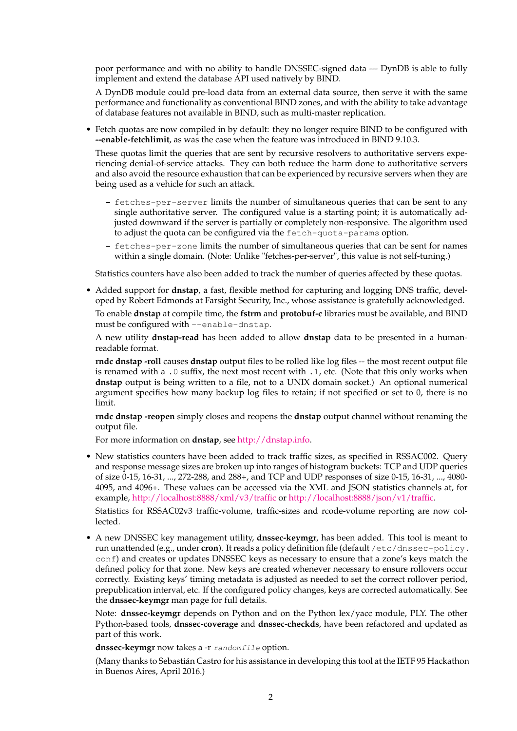poor performance and with no ability to handle DNSSEC-signed data --- DynDB is able to fully implement and extend the database API used natively by BIND.

A DynDB module could pre-load data from an external data source, then serve it with the same performance and functionality as conventional BIND zones, and with the ability to take advantage of database features not available in BIND, such as multi-master replication.

- Fetch quotas are now compiled in by default: they no longer require BIND to be configured with **--enable-fetchlimit**, as was the case when the feature was introduced in BIND 9.10.3.

  These quotas limit the queries that are sent by recursive resolvers to authoritative servers experiencing denial-of-service attacks. They can both reduce the harm done to authoritative servers and also avoid the resource exhaustion that can be experienced by recursive servers when they are being used as a vehicle for such an attack.

  - `fetches-per-server` limits the number of simultaneous queries that can be sent to any single authoritative server. The configured value is a starting point; it is automatically adjusted downward if the server is partially or completely non-responsive. The algorithm used to adjust the quota can be configured via the `fetch-quota-params` option.
  - `fetches-per-zone` limits the number of simultaneous queries that can be sent for names within a single domain. (Note: Unlike "fetches-per-server", this value is not self-tuning.)

  Statistics counters have also been added to track the number of queries affected by these quotas.

- Added support for **dnstap**, a fast, flexible method for capturing and logging DNS traffic, developed by Robert Edmonds at Farsight Security, Inc., whose assistance is gratefully acknowledged.

  To enable **dnstap** at compile time, the **fstrm** and **protobuf-c** libraries must be available, and BIND must be configured with `--enable-dnstap`.

  A new utility **dnstap-read** has been added to allow **dnstap** data to be presented in a human-readable format.

  **rndc dnstap -roll** causes **dnstap** output files to be rolled like log files -- the most recent output file is renamed with a `.0` suffix, the next most recent with `.1`, etc. (Note that this only works when **dnstap** output is being written to a file, not to a UNIX domain socket.) An optional numerical argument specifies how many backup log files to retain; if not specified or set to 0, there is no limit.

  **rndc dnstap -reopen** simply closes and reopens the **dnstap** output channel without renaming the output file.

  For more information on **dnstap**, see http://dnstap.info.

- New statistics counters have been added to track traffic sizes, as specified in RSSAC002. Query and response message sizes are broken up into ranges of histogram buckets: TCP and UDP queries of size 0-15, 16-31, ..., 272-288, and 288+, and TCP and UDP responses of size 0-15, 16-31, ..., 4080-4095, and 4096+. These values can be accessed via the XML and JSON statistics channels at, for example, http://localhost:8888/xml/v3/traffic or http://localhost:8888/json/v1/traffic.

  Statistics for RSSAC02v3 traffic-volume, traffic-sizes and rcode-volume reporting are now collected.

- A new DNSSEC key management utility, **dnssec-keymgr**, has been added. This tool is meant to run unattended (e.g., under **cron**). It reads a policy definition file (default `/etc/dnssec-policy.conf`) and creates or updates DNSSEC keys as necessary to ensure that a zone's keys match the defined policy for that zone. New keys are created whenever necessary to ensure rollovers occur correctly. Existing keys' timing metadata is adjusted as needed to set the correct rollover period, prepublication interval, etc. If the configured policy changes, keys are corrected automatically. See the **dnssec-keymgr** man page for full details.

  Note: **dnssec-keymgr** depends on Python and on the Python lex/yacc module, PLY. The other Python-based tools, **dnssec-coverage** and **dnssec-checkds**, have been refactored and updated as part of this work.

  **dnssec-keymgr** now takes a -r *`randomfile`* option.

  (Many thanks to Sebastián Castro for his assistance in developing this tool at the IETF 95 Hackathon in Buenos Aires, April 2016.)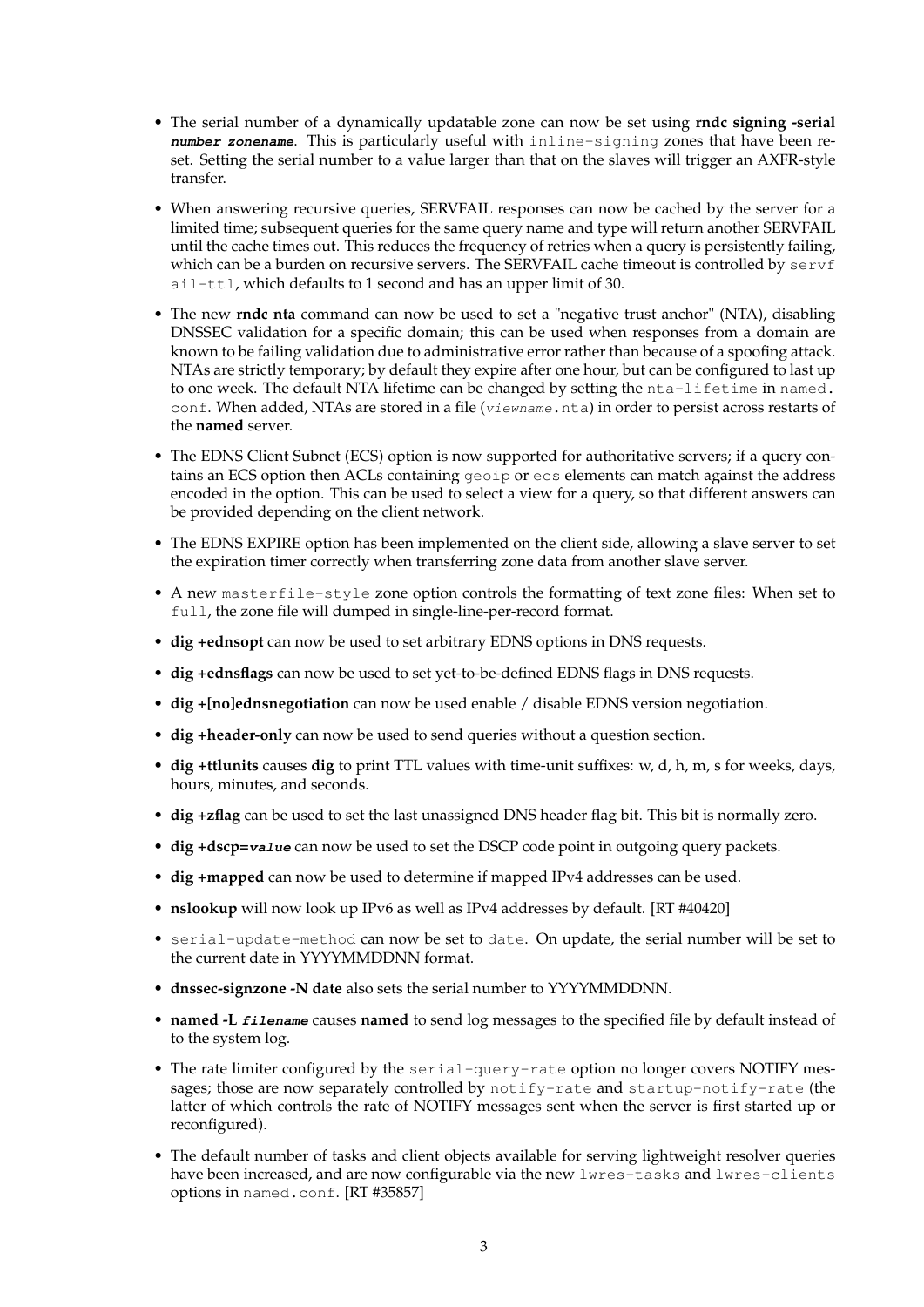- The serial number of a dynamically updatable zone can now be set using **rndc signing -serial *number zonename***. This is particularly useful with `inline-signing` zones that have been reset. Setting the serial number to a value larger than that on the slaves will trigger an AXFR-style transfer.
- When answering recursive queries, SERVFAIL responses can now be cached by the server for a limited time; subsequent queries for the same query name and type will return another SERVFAIL until the cache times out. This reduces the frequency of retries when a query is persistently failing, which can be a burden on recursive servers. The SERVFAIL cache timeout is controlled by `servfail-ttl`, which defaults to 1 second and has an upper limit of 30.
- The new **rndc nta** command can now be used to set a "negative trust anchor" (NTA), disabling DNSSEC validation for a specific domain; this can be used when responses from a domain are known to be failing validation due to administrative error rather than because of a spoofing attack. NTAs are strictly temporary; by default they expire after one hour, but can be configured to last up to one week. The default NTA lifetime can be changed by setting the `nta-lifetime` in `named.conf`. When added, NTAs are stored in a file (*viewname*`.nta`) in order to persist across restarts of the **named** server.
- The EDNS Client Subnet (ECS) option is now supported for authoritative servers; if a query contains an ECS option then ACLs containing `geoip` or `ecs` elements can match against the address encoded in the option. This can be used to select a view for a query, so that different answers can be provided depending on the client network.
- The EDNS EXPIRE option has been implemented on the client side, allowing a slave server to set the expiration timer correctly when transferring zone data from another slave server.
- A new `masterfile-style` zone option controls the formatting of text zone files: When set to `full`, the zone file will dumped in single-line-per-record format.
- **dig +ednsopt** can now be used to set arbitrary EDNS options in DNS requests.
- **dig +ednsflags** can now be used to set yet-to-be-defined EDNS flags in DNS requests.
- **dig +[no]ednsnegotiation** can now be used enable / disable EDNS version negotiation.
- **dig +header-only** can now be used to send queries without a question section.
- **dig +ttlunits** causes **dig** to print TTL values with time-unit suffixes: w, d, h, m, s for weeks, days, hours, minutes, and seconds.
- **dig +zflag** can be used to set the last unassigned DNS header flag bit. This bit is normally zero.
- **dig +dscp=*value*** can now be used to set the DSCP code point in outgoing query packets.
- **dig +mapped** can now be used to determine if mapped IPv4 addresses can be used.
- **nslookup** will now look up IPv6 as well as IPv4 addresses by default. [RT #40420]
- `serial-update-method` can now be set to `date`. On update, the serial number will be set to the current date in YYYYMMDDNN format.
- **dnssec-signzone -N date** also sets the serial number to YYYYMMDDNN.
- **named -L *filename*** causes **named** to send log messages to the specified file by default instead of to the system log.
- The rate limiter configured by the `serial-query-rate` option no longer covers NOTIFY messages; those are now separately controlled by `notify-rate` and `startup-notify-rate` (the latter of which controls the rate of NOTIFY messages sent when the server is first started up or reconfigured).
- The default number of tasks and client objects available for serving lightweight resolver queries have been increased, and are now configurable via the new `lwres-tasks` and `lwres-clients` options in `named.conf`. [RT #35857]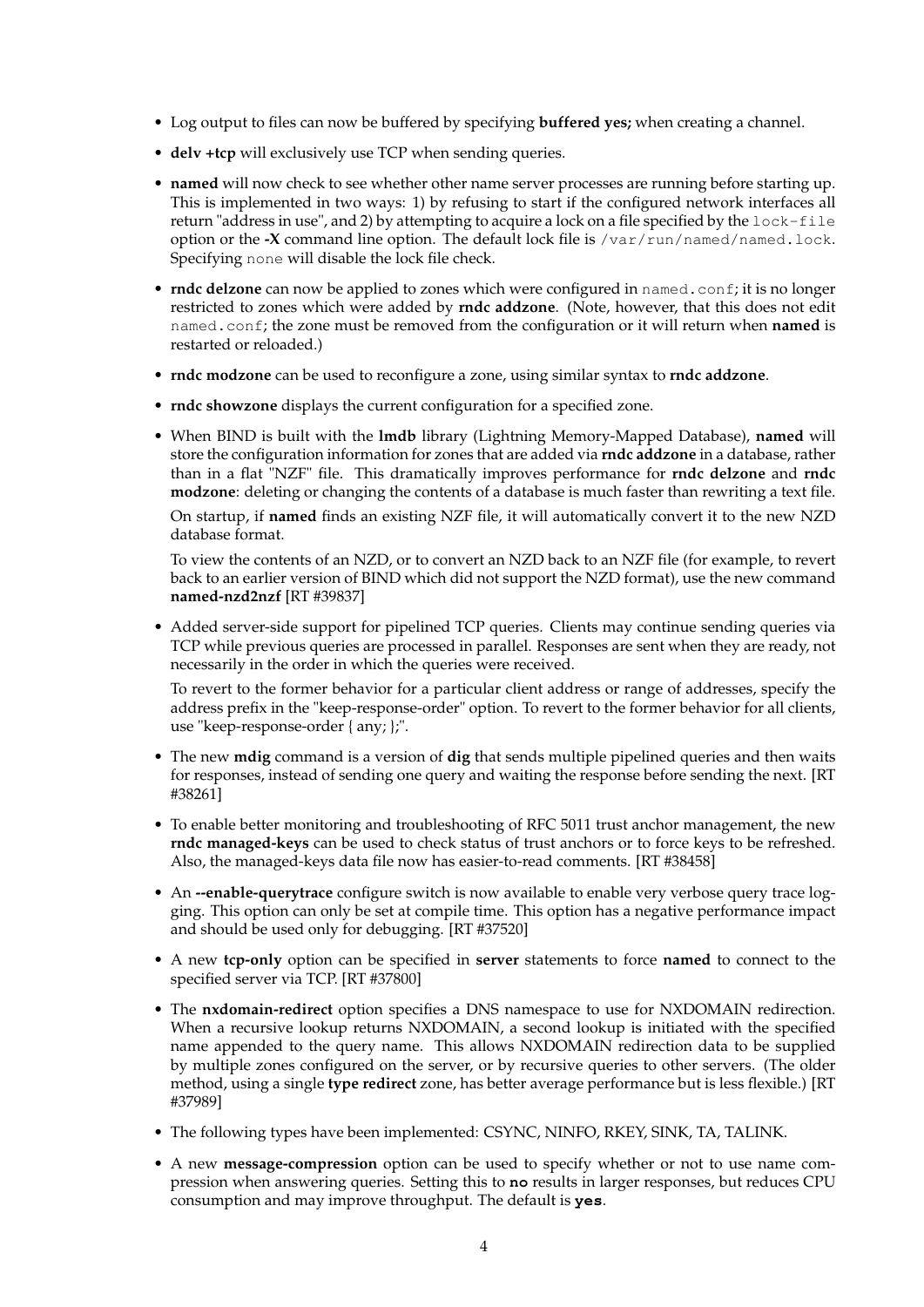- Log output to files can now be buffered by specifying **buffered yes;** when creating a channel.
- **delv +tcp** will exclusively use TCP when sending queries.
- **named** will now check to see whether other name server processes are running before starting up. This is implemented in two ways: 1) by refusing to start if the configured network interfaces all return "address in use", and 2) by attempting to acquire a lock on a file specified by the `lock-file` option or the **-X** command line option. The default lock file is `/var/run/named/named.lock`. Specifying `none` will disable the lock file check.
- **rndc delzone** can now be applied to zones which were configured in `named.conf`; it is no longer restricted to zones which were added by **rndc addzone**. (Note, however, that this does not edit `named.conf`; the zone must be removed from the configuration or it will return when **named** is restarted or reloaded.)
- **rndc modzone** can be used to reconfigure a zone, using similar syntax to **rndc addzone**.
- **rndc showzone** displays the current configuration for a specified zone.
- When BIND is built with the **lmdb** library (Lightning Memory-Mapped Database), **named** will store the configuration information for zones that are added via **rndc addzone** in a database, rather than in a flat "NZF" file. This dramatically improves performance for **rndc delzone** and **rndc modzone**: deleting or changing the contents of a database is much faster than rewriting a text file.

  On startup, if **named** finds an existing NZF file, it will automatically convert it to the new NZD database format.

  To view the contents of an NZD, or to convert an NZD back to an NZF file (for example, to revert back to an earlier version of BIND which did not support the NZD format), use the new command **named-nzd2nzf** [RT #39837]
- Added server-side support for pipelined TCP queries. Clients may continue sending queries via TCP while previous queries are processed in parallel. Responses are sent when they are ready, not necessarily in the order in which the queries were received.

  To revert to the former behavior for a particular client address or range of addresses, specify the address prefix in the "keep-response-order" option. To revert to the former behavior for all clients, use "keep-response-order { any; };".
- The new **mdig** command is a version of **dig** that sends multiple pipelined queries and then waits for responses, instead of sending one query and waiting the response before sending the next. [RT #38261]
- To enable better monitoring and troubleshooting of RFC 5011 trust anchor management, the new **rndc managed-keys** can be used to check status of trust anchors or to force keys to be refreshed. Also, the managed-keys data file now has easier-to-read comments. [RT #38458]
- An **--enable-querytrace** configure switch is now available to enable very verbose query trace logging. This option can only be set at compile time. This option has a negative performance impact and should be used only for debugging. [RT #37520]
- A new **tcp-only** option can be specified in **server** statements to force **named** to connect to the specified server via TCP. [RT #37800]
- The **nxdomain-redirect** option specifies a DNS namespace to use for NXDOMAIN redirection. When a recursive lookup returns NXDOMAIN, a second lookup is initiated with the specified name appended to the query name. This allows NXDOMAIN redirection data to be supplied by multiple zones configured on the server, or by recursive queries to other servers. (The older method, using a single **type redirect** zone, has better average performance but is less flexible.) [RT #37989]
- The following types have been implemented: CSYNC, NINFO, RKEY, SINK, TA, TALINK.
- A new **message-compression** option can be used to specify whether or not to use name compression when answering queries. Setting this to **`no`** results in larger responses, but reduces CPU consumption and may improve throughput. The default is **`yes`**.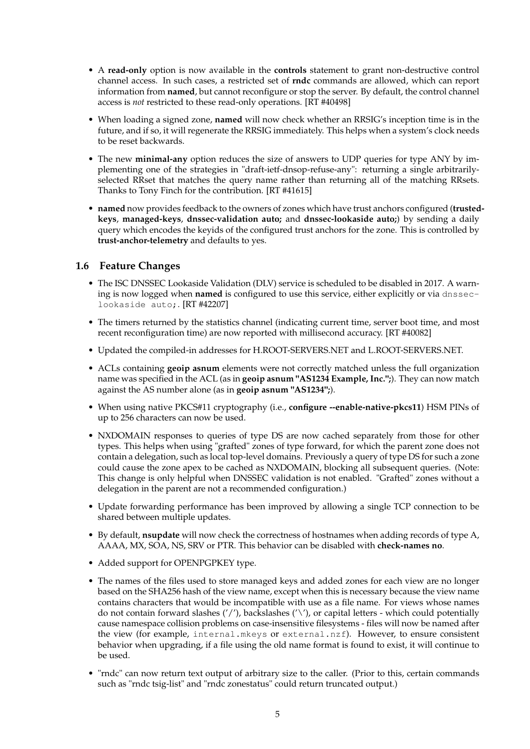- A **read-only** option is now available in the **controls** statement to grant non-destructive control channel access. In such cases, a restricted set of **rndc** commands are allowed, which can report information from **named**, but cannot reconfigure or stop the server. By default, the control channel access is *not* restricted to these read-only operations. [RT #40498]

- When loading a signed zone, **named** will now check whether an RRSIG's inception time is in the future, and if so, it will regenerate the RRSIG immediately. This helps when a system's clock needs to be reset backwards.

- The new **minimal-any** option reduces the size of answers to UDP queries for type ANY by implementing one of the strategies in "draft-ietf-dnsop-refuse-any": returning a single arbitrarily-selected RRset that matches the query name rather than returning all of the matching RRsets. Thanks to Tony Finch for the contribution. [RT #41615]

- **named** now provides feedback to the owners of zones which have trust anchors configured (**trusted-keys**, **managed-keys**, **dnssec-validation auto;** and **dnssec-lookaside auto;**) by sending a daily query which encodes the keyids of the configured trust anchors for the zone. This is controlled by **trust-anchor-telemetry** and defaults to yes.

## 1.6 Feature Changes

- The ISC DNSSEC Lookaside Validation (DLV) service is scheduled to be disabled in 2017. A warning is now logged when **named** is configured to use this service, either explicitly or via `dnssec-lookaside auto;`. [RT #42207]

- The timers returned by the statistics channel (indicating current time, server boot time, and most recent reconfiguration time) are now reported with millisecond accuracy. [RT #40082]

- Updated the compiled-in addresses for H.ROOT-SERVERS.NET and L.ROOT-SERVERS.NET.

- ACLs containing **geoip asnum** elements were not correctly matched unless the full organization name was specified in the ACL (as in **geoip asnum "AS1234 Example, Inc.";**). They can now match against the AS number alone (as in **geoip asnum "AS1234";**).

- When using native PKCS#11 cryptography (i.e., **configure --enable-native-pkcs11**) HSM PINs of up to 256 characters can now be used.

- NXDOMAIN responses to queries of type DS are now cached separately from those for other types. This helps when using "grafted" zones of type forward, for which the parent zone does not contain a delegation, such as local top-level domains. Previously a query of type DS for such a zone could cause the zone apex to be cached as NXDOMAIN, blocking all subsequent queries. (Note: This change is only helpful when DNSSEC validation is not enabled. "Grafted" zones without a delegation in the parent are not a recommended configuration.)

- Update forwarding performance has been improved by allowing a single TCP connection to be shared between multiple updates.

- By default, **nsupdate** will now check the correctness of hostnames when adding records of type A, AAAA, MX, SOA, NS, SRV or PTR. This behavior can be disabled with **check-names no**.

- Added support for OPENPGPKEY type.

- The names of the files used to store managed keys and added zones for each view are no longer based on the SHA256 hash of the view name, except when this is necessary because the view name contains characters that would be incompatible with use as a file name. For views whose names do not contain forward slashes ('/'), backslashes ('\'), or capital letters - which could potentially cause namespace collision problems on case-insensitive filesystems - files will now be named after the view (for example, `internal.mkeys` or `external.nzf`). However, to ensure consistent behavior when upgrading, if a file using the old name format is found to exist, it will continue to be used.

- "rndc" can now return text output of arbitrary size to the caller. (Prior to this, certain commands such as "rndc tsig-list" and "rndc zonestatus" could return truncated output.)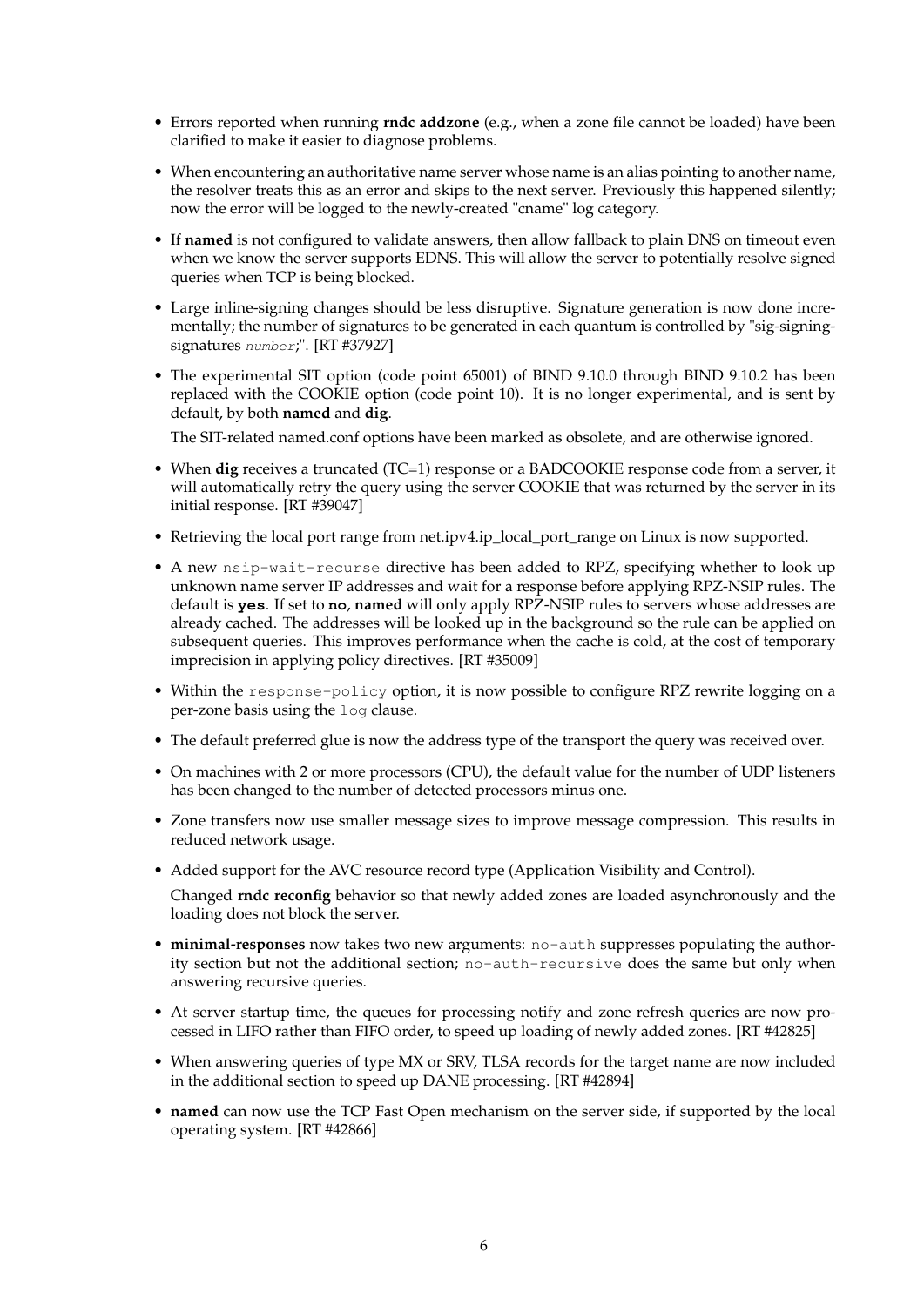- Errors reported when running **rndc addzone** (e.g., when a zone file cannot be loaded) have been clarified to make it easier to diagnose problems.

- When encountering an authoritative name server whose name is an alias pointing to another name, the resolver treats this as an error and skips to the next server. Previously this happened silently; now the error will be logged to the newly-created "cname" log category.

- If **named** is not configured to validate answers, then allow fallback to plain DNS on timeout even when we know the server supports EDNS. This will allow the server to potentially resolve signed queries when TCP is being blocked.

- Large inline-signing changes should be less disruptive. Signature generation is now done incrementally; the number of signatures to be generated in each quantum is controlled by "sig-signing-signatures *number*;". [RT #37927]

- The experimental SIT option (code point 65001) of BIND 9.10.0 through BIND 9.10.2 has been replaced with the COOKIE option (code point 10). It is no longer experimental, and is sent by default, by both **named** and **dig**.

  The SIT-related named.conf options have been marked as obsolete, and are otherwise ignored.

- When **dig** receives a truncated (TC=1) response or a BADCOOKIE response code from a server, it will automatically retry the query using the server COOKIE that was returned by the server in its initial response. [RT #39047]

- Retrieving the local port range from net.ipv4.ip_local_port_range on Linux is now supported.

- A new `nsip-wait-recurse` directive has been added to RPZ, specifying whether to look up unknown name server IP addresses and wait for a response before applying RPZ-NSIP rules. The default is **`yes`**. If set to **`no`**, **named** will only apply RPZ-NSIP rules to servers whose addresses are already cached. The addresses will be looked up in the background so the rule can be applied on subsequent queries. This improves performance when the cache is cold, at the cost of temporary imprecision in applying policy directives. [RT #35009]

- Within the `response-policy` option, it is now possible to configure RPZ rewrite logging on a per-zone basis using the `log` clause.

- The default preferred glue is now the address type of the transport the query was received over.

- On machines with 2 or more processors (CPU), the default value for the number of UDP listeners has been changed to the number of detected processors minus one.

- Zone transfers now use smaller message sizes to improve message compression. This results in reduced network usage.

- Added support for the AVC resource record type (Application Visibility and Control).

  Changed **rndc reconfig** behavior so that newly added zones are loaded asynchronously and the loading does not block the server.

- **minimal-responses** now takes two new arguments: `no-auth` suppresses populating the authority section but not the additional section; `no-auth-recursive` does the same but only when answering recursive queries.

- At server startup time, the queues for processing notify and zone refresh queries are now processed in LIFO rather than FIFO order, to speed up loading of newly added zones. [RT #42825]

- When answering queries of type MX or SRV, TLSA records for the target name are now included in the additional section to speed up DANE processing. [RT #42894]

- **named** can now use the TCP Fast Open mechanism on the server side, if supported by the local operating system. [RT #42866]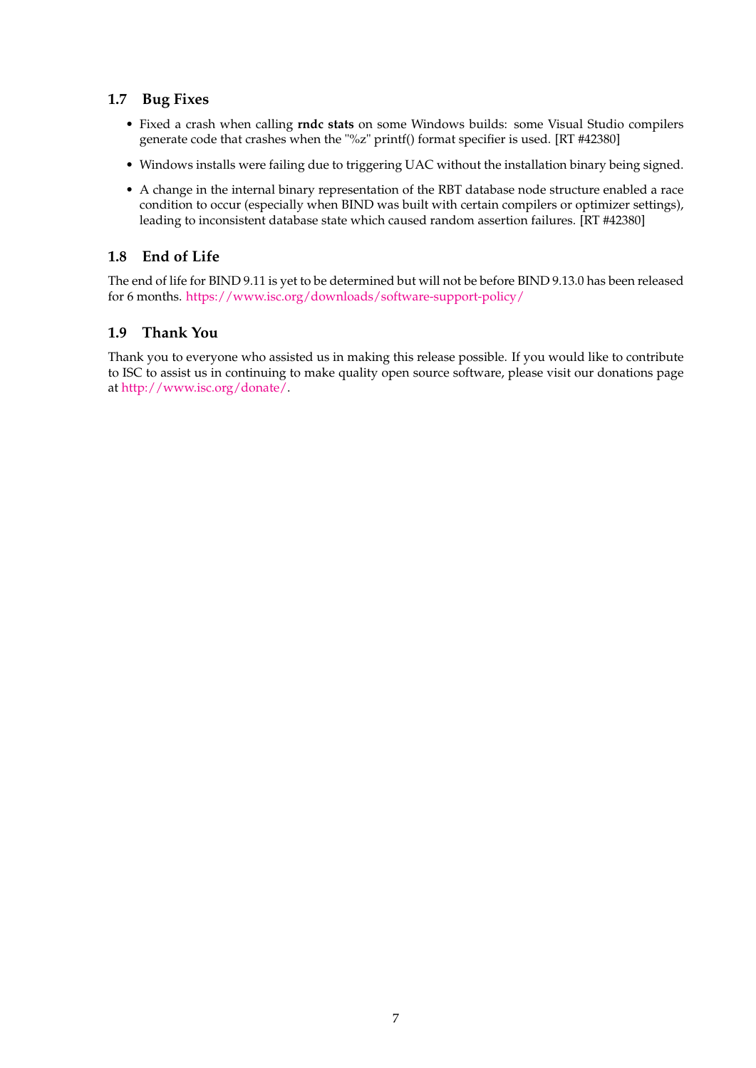## 1.7 Bug Fixes

- Fixed a crash when calling **rndc stats** on some Windows builds: some Visual Studio compilers generate code that crashes when the "%z" printf() format specifier is used. [RT #42380]
- Windows installs were failing due to triggering UAC without the installation binary being signed.
- A change in the internal binary representation of the RBT database node structure enabled a race condition to occur (especially when BIND was built with certain compilers or optimizer settings), leading to inconsistent database state which caused random assertion failures. [RT #42380]

## 1.8 End of Life

The end of life for BIND 9.11 is yet to be determined but will not be before BIND 9.13.0 has been released for 6 months. https://www.isc.org/downloads/software-support-policy/

## 1.9 Thank You

Thank you to everyone who assisted us in making this release possible. If you would like to contribute to ISC to assist us in continuing to make quality open source software, please visit our donations page at http://www.isc.org/donate/.